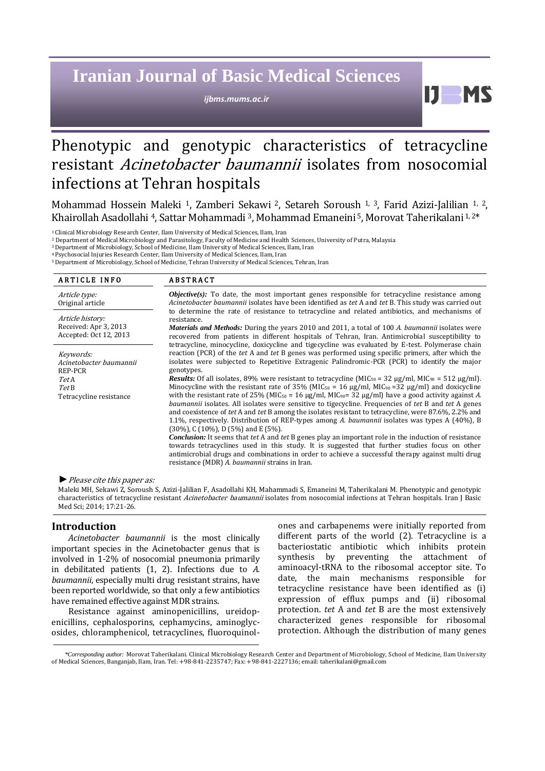# Phenotypic and genotypic characteristics of tetracycline resistant *Acinetobacter baumannii* isolates from nosocomial infections at Tehran hospitals

Mohammad Hossein Maleki [1], Zamberi Sekawi [2], Setareh Soroush [1, 3], Farid Azizi-Jalilian [1, 2], Khairollah Asadollahi [4], Sattar Mohammadi [3], Mohammad Emaneini [5], Morovat Taherikalani [1, 2]*

[1] Clinical Microbiology Research Center, Ilam University of Medical Sciences, Ilam, Iran
[2] Department of Medical Microbiology and Parasitology, Faculty of Medicine and Health Sciences, University of Putra, Malaysia
[3] Department of Microbiology, School of Medicine, Ilam University of Medical Sciences, Ilam, Iran
[4] Psychosocial Injuries Research Center, Ilam University of Medical Sciences, Ilam, Iran
[5] Department of Microbiology, School of Medicine, Tehran University of Medical Sciences, Tehran, Iran

**ARTICLE INFO**

*Article type:*
Original article

*Article history:*
Received: Apr 3, 2013
Accepted: Oct 12, 2013

*Keywords:*
*Acinetobacter baumannii*
REP-PCR
*Tet* A
*Tet* B
Tetracycline resistance

**ABSTRACT**

***Objective(s):*** To date, the most important genes responsible for tetracycline resistance among *Acinetobacter baumannii* isolates have been identified as *tet* A and *tet* B. This study was carried out to determine the rate of resistance to tetracycline and related antibiotics, and mechanisms of resistance.

***Materials and Methods:*** During the years 2010 and 2011, a total of 100 *A. baumannii* isolates were recovered from patients in different hospitals of Tehran, Iran. Antimicrobial susceptibility to tetracycline, minocycline, doxicycline and tigecycline was evaluated by E-test. Polymerase chain reaction (PCR) of the *tet* A and *tet* B genes was performed using specific primers, after which the isolates were subjected to Repetitive Extragenic Palindromic-PCR (PCR) to identify the major genotypes.

***Results:*** Of all isolates, 89% were resistant to tetracycline ($MIC_{50}$ = 32 µg/ml, $MIC_{90}$ = 512 µg/ml). Minocycline with the resistant rate of 35% ($MIC_{50}$ = 16 µg/ml, $MIC_{90}$ =32 µg/ml) and doxicycline with the resistant rate of 25% ($MIC_{50}$ = 16 µg/ml, $MIC_{90}$= 32 µg/ml) have a good activity against *A. baumannii* isolates. All isolates were sensitive to tigecycline. Frequencies of *tet* B and *tet* A genes and coexistence of *tet* A and *tet* B among the isolates resistant to tetracycline, were 87.6%, 2.2% and 1.1%, respectively. Distribution of REP-types among *A. baumannii* isolates was types A (40%), B (30%), C (10%), D (5%) and E (5%).

***Conclusion:*** It seems that *tet* A and *tet* B genes play an important role in the induction of resistance towards tetracyclines used in this study. It is suggested that further studies focus on other antimicrobial drugs and combinations in order to achieve a successful therapy against multi drug resistance (MDR) *A. baumannii* strains in Iran.

►*Please cite this paper as:*

Maleki MH, Sekawi Z, Soroush S, Azizi-Jalilian F, Asadollahi KH, Mahammadi S, Emaneini M, Taherikalani M. Phenotypic and genotypic characteristics of tetracycline resistant *Acinetobacter baumannii* isolates from nosocomial infections at Tehran hospitals. Iran J Basic Med Sci; 2014; 17:21-26.

## Introduction

*Acinetobacter baumannii* is the most clinically important species in the Acinetobacter genus that is involved in 1-2% of nosocomial pneumonia primarily in debilitated patients (1, 2). Infections due to *A. baumannii*, especially multi drug resistant strains, have been reported worldwide, so that only a few antibiotics have remained effective against MDR strains.

Resistance against aminopenicillins, ureidopenicillins, cephalosporins, cephamycins, aminoglycosides, chloramphenicol, tetracyclines, fluoroquinolones and carbapenems were initially reported from different parts of the world (2). Tetracycline is a bacteriostatic antibiotic which inhibits protein synthesis by preventing the attachment of aminoacyl-tRNA to the ribosomal acceptor site. To date, the main mechanisms responsible for tetracycline resistance have been identified as (i) expression of efflux pumps and (ii) ribosomal protection. *tet* A and *tet* B are the most extensively characterized genes responsible for ribosomal protection. Although the distribution of many genes

*\*Corresponding author:* Morovat Taherikalani. Clinical Microbiology Research Center and Department of Microbiology, School of Medicine, Ilam University of Medical Sciences, Banganjab, Ilam, Iran. Tel: +98-841-2235747; Fax: +98-841-2227136; email: taherikalani@gmail.com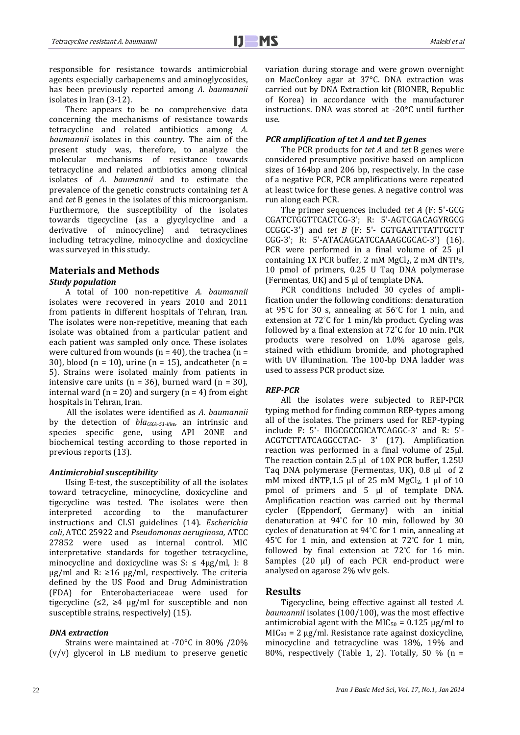responsible for resistance towards antimicrobial agents especially carbapenems and aminoglycosides, has been previously reported among *A. baumannii* isolates in Iran (3-12).

There appears to be no comprehensive data concerning the mechanisms of resistance towards tetracycline and related antibiotics among *A. baumannii* isolates in this country. The aim of the present study was, therefore, to analyze the molecular mechanisms of resistance towards tetracycline and related antibiotics among clinical isolates of *A. baumannii* and to estimate the prevalence of the genetic constructs containing *tet* A and *tet* B genes in the isolates of this microorganism. Furthermore, the susceptibility of the isolates towards tigecycline (as a glycylcycline and a derivative of minocycline) and tetracyclines including tetracycline, minocycline and doxycycline was surveyed in this study.

## Materials and Methods

### *Study population*

A total of 100 non-repetitive *A. baumannii* isolates were recovered in years 2010 and 2011 from patients in different hospitals of Tehran, Iran. The isolates were non-repetitive, meaning that each isolate was obtained from a particular patient and each patient was sampled only once. These isolates were cultured from wounds (n = 40), the trachea (n = 30), blood (n = 10), urine (n = 15), andcatheter (n = 5). Strains were isolated mainly from patients in intensive care units (n = 36), burned ward (n = 30), internal ward (n = 20) and surgery (n = 4) from eight hospitals in Tehran, Iran.

All the isolates were identified as *A. baumannii* by the detection of $bla_{OXA\text{-}51\text{-}like}$, an intrinsic and species specific gene, using API 20NE and biochemical testing according to those reported in previous reports (13).

### *Antimicrobial susceptibility*

Using E-test, the susceptibility of all the isolates toward tetracycline, minocycline, doxicycline and tigecycline was tested. The isolates were then interpreted according to the manufacturer instructions and CLSI guidelines (14). *Escherichia coli*, ATCC 25922 and *Pseudomonas aeruginosa,* ATCC 27852 were used as internal control. MIC interpretative standards for together tetracycline, minocycline and doxicycline was S: ≤ 4μg/ml, I: 8 μg/ml and R: ≥16 μg/ml, respectively. The criteria defined by the US Food and Drug Administration (FDA) for Enterobacteriaceae were used for tigecycline (≤2, ≥4 μg/ml for susceptible and non susceptible strains, respectively) (15).

### *DNA extraction*

Strains were maintained at -70°C in 80% /20% (v/v) glycerol in LB medium to preserve genetic variation during storage and were grown overnight on MacConkey agar at 37°C. DNA extraction was carried out by DNA Extraction kit (BIONER, Republic of Korea) in accordance with the manufacturer instructions. DNA was stored at -20°C until further use.

### *PCR amplification of tet A and tet B genes*

The PCR products for *tet A* and *tet* B genes were considered presumptive positive based on amplicon sizes of 164bp and 206 bp, respectively. In the case of a negative PCR, PCR amplifications were repeated at least twice for these genes. A negative control was run along each PCR.

The primer sequences included *tet A* (F: 5'-GCG CGATCTGGTTCACTCG-3'; R: 5'-AGTCGACAGYRGCG CCGGC-3') and *tet B* (F: 5'- CGTGAATTTATTGCTT CGG-3'; R: 5'-ATACAGCATCCAAAGCGCAC-3') (16). PCR were performed in a final volume of 25 μl containing 1X PCR buffer, 2 mM $MgCl_2$, 2 mM dNTPs, 10 pmol of primers, 0.25 U Taq DNA polymerase (Fermentas, UK) and 5 μl of template DNA.

PCR conditions included 30 cycles of amplification under the following conditions: denaturation at 95°C for 30 s, annealing at 56°C for 1 min, and extension at 72°C for 1 min/kb product. Cycling was followed by a final extension at 72°C for 10 min. PCR products were resolved on 1.0% agarose gels, stained with ethidium bromide, and photographed with UV illumination. The 100-bp DNA ladder was used to assess PCR product size.

### *REP-PCR*

All the isolates were subjected to REP-PCR typing method for finding common REP-types among all of the isolates. The primers used for REP-typing include F: 5'- IIIGCGCCGICATCAGGC-3' and R: 5'-ACGTCTTATCAGGCCTAC- 3' (17). Amplification reaction was performed in a final volume of 25μl. The reaction contain 2.5 μl of 10X PCR buffer, 1.25U Taq DNA polymerase (Fermentas, UK), 0.8 μl of 2 mM mixed dNTP,1.5 μl of 25 mM $MgCl_2$, 1 μl of 10 pmol of primers and 5 μl of template DNA. Amplification reaction was carried out by thermal cycler (Eppendorf, Germany) with an initial denaturation at 94°C for 10 min, followed by 30 cycles of denaturation at 94°C for 1 min, annealing at 45°C for 1 min, and extension at 72°C for 1 min, followed by final extension at 72°C for 16 min. Samples (20 μl) of each PCR end-product were analysed on agarose 2% wlv gels.

## Results

Tigecycline, being effective against all tested *A. baumannii* isolates (100/100), was the most effective antimicrobial agent with the $MIC_{50}$ = 0.125 μg/ml to $MIC_{90}$ = 2 μg/ml. Resistance rate against doxicycline, minocycline and tetracycline was 18%, 19% and 80%, respectively (Table 1, 2). Totally, 50 % (n =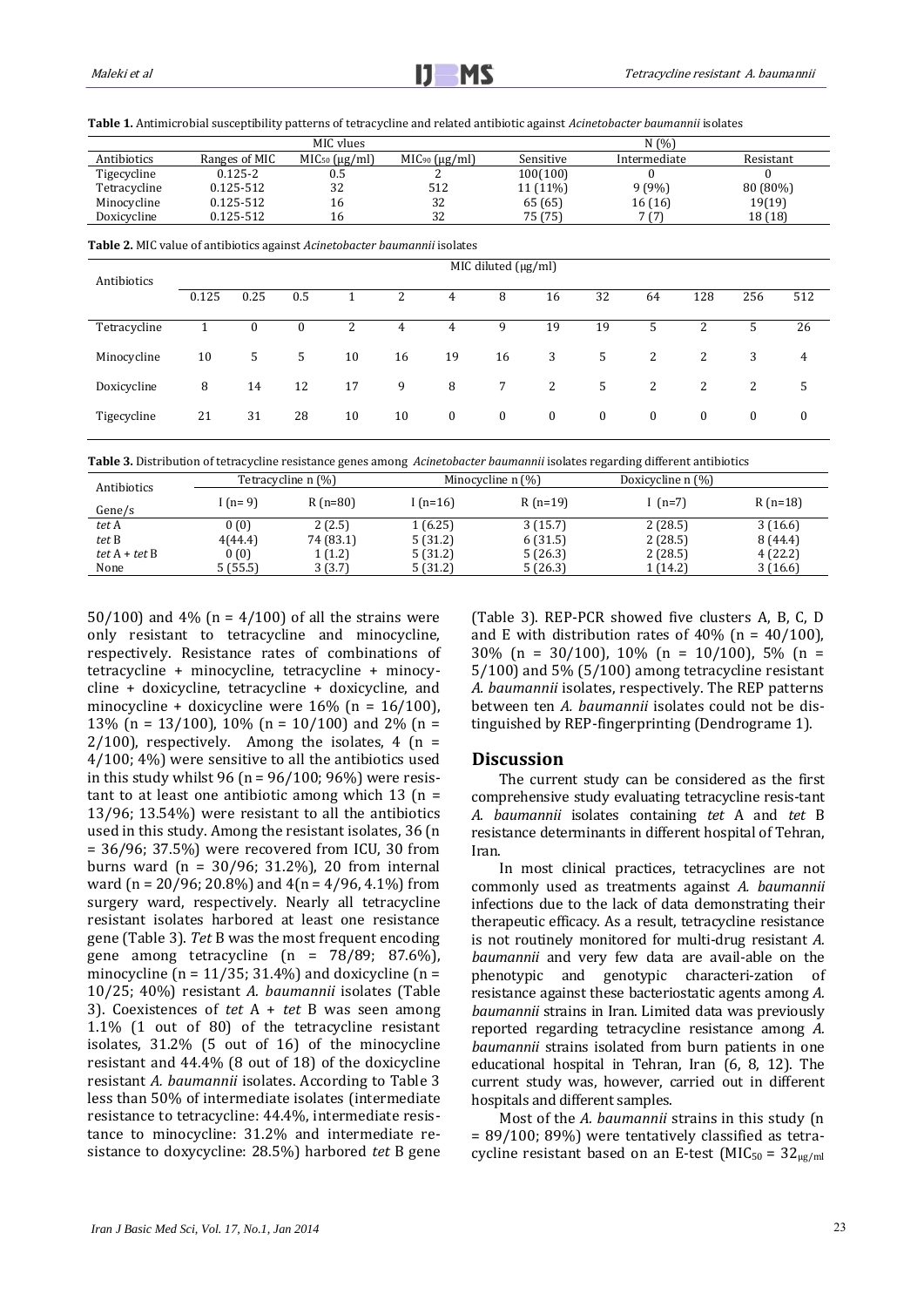**Table 1.** Antimicrobial susceptibility patterns of tetracycline and related antibiotic against *Acinetobacter baumannii* isolates

| | MIC vlues | | | N (%) | | |
|---|---|---|---|---|---|---|
| Antibiotics | Ranges of MIC | $MIC_{50}$ (μg/ml) | $MIC_{90}$ (μg/ml) | Sensitive | Intermediate | Resistant |
| Tigecycline | 0.125-2 | 0.5 | 2 | 100(100) | 0 | 0 |
| Tetracycline | 0.125-512 | 32 | 512 | 11 (11%) | 9 (9%) | 80 (80%) |
| Minocycline | 0.125-512 | 16 | 32 | 65 (65) | 16 (16) | 19(19) |
| Doxycycline | 0.125-512 | 16 | 32 | 75 (75) | 7 (7) | 18 (18) |

**Table 2.** MIC value of antibiotics against *Acinetobacter baumannii* isolates

| Antibiotics | MIC diluted (μg/ml) | | | | | | | | | | | | |
|---|---|---|---|---|---|---|---|---|---|---|---|---|---|
| | 0.125 | 0.25 | 0.5 | 1 | 2 | 4 | 8 | 16 | 32 | 64 | 128 | 256 | 512 |
| Tetracycline | 1 | 0 | 0 | 2 | 4 | 4 | 9 | 19 | 19 | 5 | 2 | 5 | 26 |
| Minocycline | 10 | 5 | 5 | 10 | 16 | 19 | 16 | 3 | 5 | 2 | 2 | 3 | 4 |
| Doxicycline | 8 | 14 | 12 | 17 | 9 | 8 | 7 | 2 | 5 | 2 | 2 | 2 | 5 |
| Tigecycline | 21 | 31 | 28 | 10 | 10 | 0 | 0 | 0 | 0 | 0 | 0 | 0 | 0 |

**Table 3.** Distribution of tetracycline resistance genes among *Acinetobacter baumannii* isolates regarding different antibiotics

| Antibiotics | Tetracycline n (%) | | Minocycline n (%) | | Doxicycline n (%) | |
|---|---|---|---|---|---|---|
| Gene/s | I (n= 9) | R (n=80) | I (n=16) | R (n=19) | I (n=7) | R (n=18) |
| *tet* A | 0 (0) | 2 (2.5) | 1 (6.25) | 3 (15.7) | 2 (28.5) | 3 (16.6) |
| *tet* B | 4(44.4) | 74 (83.1) | 5 (31.2) | 6 (31.5) | 2 (28.5) | 8 (44.4) |
| *tet* A + *tet* B | 0 (0) | 1 (1.2) | 5 (31.2) | 5 (26.3) | 2 (28.5) | 4 (22.2) |
| None | 5 (55.5) | 3 (3.7) | 5 (31.2) | 5 (26.3) | 1 (14.2) | 3 (16.6) |

50/100) and 4% (n = 4/100) of all the strains were only resistant to tetracycline and minocycline, respectively. Resistance rates of combinations of tetracycline + minocycline, tetracycline + minocycline + doxicycline, tetracycline + doxicycline, and minocycline + doxicycline were 16% (n = 16/100), 13% (n = 13/100), 10% (n = 10/100) and 2% (n = 2/100), respectively. Among the isolates, 4 (n = 4/100; 4%) were sensitive to all the antibiotics used in this study whilst 96 (n = 96/100; 96%) were resistant to at least one antibiotic among which 13 (n = 13/96; 13.54%) were resistant to all the antibiotics used in this study. Among the resistant isolates, 36 (n = 36/96; 37.5%) were recovered from ICU, 30 from burns ward (n = 30/96; 31.2%), 20 from internal ward (n = 20/96; 20.8%) and 4(n = 4/96, 4.1%) from surgery ward, respectively. Nearly all tetracycline resistant isolates harbored at least one resistance gene (Table 3). *Tet* B was the most frequent encoding gene among tetracycline (n = 78/89; 87.6%), minocycline (n = 11/35; 31.4%) and doxicycline (n = 10/25; 40%) resistant *A. baumannii* isolates (Table 3). Coexistences of *tet* A + *tet* B was seen among 1.1% (1 out of 80) of the tetracycline resistant isolates, 31.2% (5 out of 16) of the minocycline resistant and 44.4% (8 out of 18) of the doxicycline resistant *A. baumannii* isolates. According to Table 3 less than 50% of intermediate isolates (intermediate resistance to tetracycline: 44.4%, intermediate resistance to minocycline: 31.2% and intermediate resistance to doxycycline: 28.5%) harbored *tet* B gene (Table 3). REP-PCR showed five clusters A, B, C, D and E with distribution rates of 40% (n = 40/100), 30% (n = 30/100), 10% (n = 10/100), 5% (n = 5/100) and 5% (5/100) among tetracycline resistant *A. baumannii* isolates, respectively. The REP patterns between ten *A. baumannii* isolates could not be distinguished by REP-fingerprinting (Dendrograme 1).

## Discussion

The current study can be considered as the first comprehensive study evaluating tetracycline resis-tant *A. baumannii* isolates containing *tet* A and *tet* B resistance determinants in different hospital of Tehran, Iran.

In most clinical practices, tetracyclines are not commonly used as treatments against *A. baumannii* infections due to the lack of data demonstrating their therapeutic efficacy. As a result, tetracycline resistance is not routinely monitored for multi-drug resistant *A. baumannii* and very few data are avail-able on the phenotypic and genotypic characteri-zation of resistance against these bacteriostatic agents among *A. baumannii* strains in Iran. Limited data was previously reported regarding tetracycline resistance among *A. baumannii* strains isolated from burn patients in one educational hospital in Tehran, Iran (6, 8, 12). The current study was, however, carried out in different hospitals and different samples.

Most of the *A. baumannii* strains in this study (n = 89/100; 89%) were tentatively classified as tetracycline resistant based on an E-test ($MIC_{50}$ = $32_{\mu g/ml}$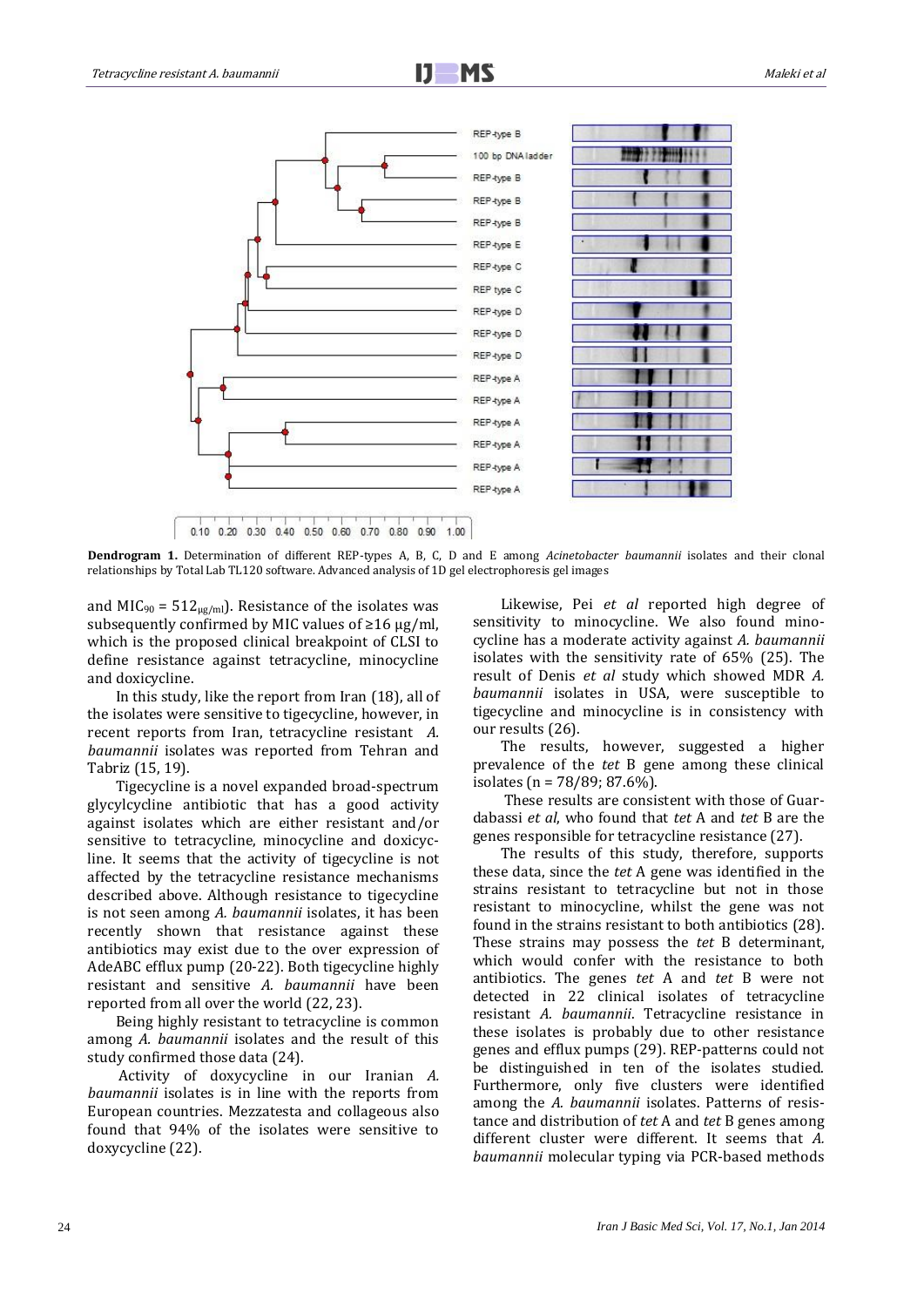**Dendrogram 1.** Determination of different REP-types A, B, C, D and E among *Acinetobacter baumannii* isolates and their clonal relationships by Total Lab TL120 software. Advanced analysis of 1D gel electrophoresis gel images

and $MIC_{90} = 512_{\mu g/ml}$). Resistance of the isolates was subsequently confirmed by MIC values of ≥16 µg/ml, which is the proposed clinical breakpoint of CLSI to define resistance against tetracycline, minocycline and doxycycline.

In this study, like the report from Iran (18), all of the isolates were sensitive to tigecycline, however, in recent reports from Iran, tetracycline resistant *A. baumannii* isolates was reported from Tehran and Tabriz (15, 19).

Tigecycline is a novel expanded broad-spectrum glycylcycline antibiotic that has a good activity against isolates which are either resistant and/or sensitive to tetracycline, minocycline and doxicycline. It seems that the activity of tigecycline is not affected by the tetracycline resistance mechanisms described above. Although resistance to tigecycline is not seen among *A. baumannii* isolates, it has been recently shown that resistance against these antibiotics may exist due to the over expression of AdeABC efflux pump (20-22). Both tigecycline highly resistant and sensitive *A. baumannii* have been reported from all over the world (22, 23).

Being highly resistant to tetracycline is common among *A. baumannii* isolates and the result of this study confirmed those data (24).

Activity of doxycycline in our Iranian *A. baumannii* isolates is in line with the reports from European countries. Mezzatesta and collageous also found that 94% of the isolates were sensitive to doxycycline (22).

Likewise, Pei *et al* reported high degree of sensitivity to minocycline. We also found minocycline has a moderate activity against *A. baumannii* isolates with the sensitivity rate of 65% (25). The result of Denis *et al* study which showed MDR *A. baumannii* isolates in USA, were susceptible to tigecycline and minocycline is in consistency with our results (26).

The results, however, suggested a higher prevalence of the *tet* B gene among these clinical isolates (n = 78/89; 87.6%).

These results are consistent with those of Guardabassi *et al*, who found that *tet* A and *tet* B are the genes responsible for tetracycline resistance (27).

The results of this study, therefore, supports these data, since the *tet* A gene was identified in the strains resistant to tetracycline but not in those resistant to minocycline, whilst the gene was not found in the strains resistant to both antibiotics (28). These strains may possess the *tet* B determinant, which would confer with the resistance to both antibiotics. The genes *tet* A and *tet* B were not detected in 22 clinical isolates of tetracycline resistant *A. baumannii*. Tetracycline resistance in these isolates is probably due to other resistance genes and efflux pumps (29). REP-patterns could not be distinguished in ten of the isolates studied. Furthermore, only five clusters were identified among the *A. baumannii* isolates. Patterns of resistance and distribution of *tet* A and *tet* B genes among different cluster were different. It seems that *A. baumannii* molecular typing via PCR-based methods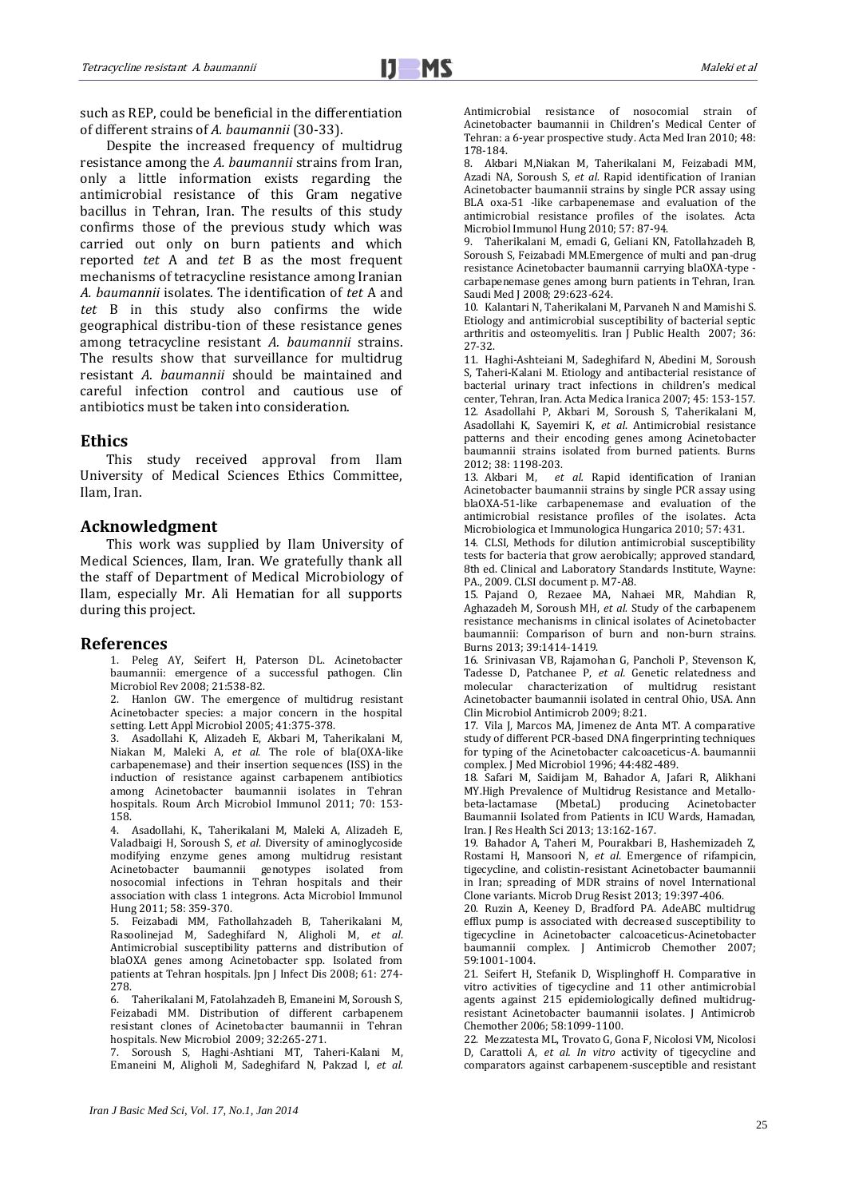such as REP, could be beneficial in the differentiation of different strains of *A. baumannii* (30-33).

Despite the increased frequency of multidrug resistance among the *A. baumannii* strains from Iran, only a little information exists regarding the antimicrobial resistance of this Gram negative bacillus in Tehran, Iran. The results of this study confirms those of the previous study which was carried out only on burn patients and which reported *tet* A and *tet* B as the most frequent mechanisms of tetracycline resistance among Iranian *A. baumannii* isolates. The identification of *tet* A and *tet* B in this study also confirms the wide geographical distribu-tion of these resistance genes among tetracycline resistant *A. baumannii* strains. The results show that surveillance for multidrug resistant *A. baumannii* should be maintained and careful infection control and cautious use of antibiotics must be taken into consideration.

## Ethics

This study received approval from Ilam University of Medical Sciences Ethics Committee, Ilam, Iran.

## Acknowledgment

This work was supplied by Ilam University of Medical Sciences, Ilam, Iran. We gratefully thank all the staff of Department of Medical Microbiology of Ilam, especially Mr. Ali Hematian for all supports during this project.

## References

1. Peleg AY, Seifert H, Paterson DL. Acinetobacter baumannii: emergence of a successful pathogen. Clin Microbiol Rev 2008; 21:538-82.
2. Hanlon GW. The emergence of multidrug resistant Acinetobacter species: a major concern in the hospital setting. Lett Appl Microbiol 2005; 41:375-378.
3. Asadollahi K, Alizadeh E, Akbari M, Taherikalani M, Niakan M, Maleki A, *et al.* The role of bla(OXA-like carbapenemase) and their insertion sequences (ISS) in the induction of resistance against carbapenem antibiotics among Acinetobacter baumannii isolates in Tehran hospitals. Roum Arch Microbiol Immunol 2011; 70: 153-158.
4. Asadollahi, K., Taherikalani M, Maleki A, Alizadeh E, Valadbaigi H, Soroush S, *et al.* Diversity of aminoglycoside modifying enzyme genes among multidrug resistant Acinetobacter baumannii genotypes isolated from nosocomial infections in Tehran hospitals and their association with class 1 integrons. Acta Microbiol Immunol Hung 2011; 58: 359-370.
5. Feizabadi MM, Fathollahzadeh B, Taherikalani M, Rasoolinejad M, Sadeghifard N, Aligholi M, *et al.* Antimicrobial susceptibility patterns and distribution of blaOXA genes among Acinetobacter spp. Isolated from patients at Tehran hospitals. Jpn J Infect Dis 2008; 61: 274-278.
6. Taherikalani M, Fatolahzadeh B, Emaneini M, Soroush S, Feizabadi MM. Distribution of different carbapenem resistant clones of Acinetobacter baumannii in Tehran hospitals. New Microbiol 2009; 32:265-271.
7. Soroush S, Haghi-Ashtiani MT, Taheri-Kalani M, Emaneini M, Aligholi M, Sadeghifard N, Pakzad I, *et al.* Antimicrobial resistance of nosocomial strain of Acinetobacter baumannii in Children's Medical Center of Tehran: a 6-year prospective study. Acta Med Iran 2010; 48: 178-184.
8. Akbari M,Niakan M, Taherikalani M, Feizabadi MM, Azadi NA, Soroush S, *et al.* Rapid identification of Iranian Acinetobacter baumannii strains by single PCR assay using BLA oxa-51 -like carbapenemase and evaluation of the antimicrobial resistance profiles of the isolates. Acta Microbiol Immunol Hung 2010; 57: 87-94.
9. Taherikalani M, emadi G, Geliani KN, Fatollahzadeh B, Soroush S, Feizabadi MM.Emergence of multi and pan-drug resistance Acinetobacter baumannii carrying blaOXA-type - carbapenemase genes among burn patients in Tehran, Iran. Saudi Med J 2008; 29:623-624.
10. Kalantari N, Taherikalani M, Parvaneh N and Mamishi S. Etiology and antimicrobial susceptibility of bacterial septic arthritis and osteomyelitis. Iran J Public Health 2007; 36: 27-32.
11. Haghi-Ashteiani M, Sadeghifard N, Abedini M, Soroush S, Taheri-Kalani M. Etiology and antibacterial resistance of bacterial urinary tract infections in children's medical center, Tehran, Iran. Acta Medica Iranica 2007; 45: 153-157.
12. Asadollahi P, Akbari M, Soroush S, Taherikalani M, Asadollahi K, Sayemiri K, *et al.* Antimicrobial resistance patterns and their encoding genes among Acinetobacter baumannii strains isolated from burned patients. Burns 2012; 38: 1198-203.
13. Akbari M, *et al.* Rapid identification of Iranian Acinetobacter baumannii strains by single PCR assay using blaOXA-51-like carbapenemase and evaluation of the antimicrobial resistance profiles of the isolates. Acta Microbiologica et Immunologica Hungarica 2010; 57: 431.
14. CLSI, Methods for dilution antimicrobial susceptibility tests for bacteria that grow aerobically; approved standard, 8th ed. Clinical and Laboratory Standards Institute, Wayne: PA., 2009. CLSI document p. M7-A8.
15. Pajand O, Rezaee MA, Nahaei MR, Mahdian R, Aghazadeh M, Soroush MH, *et al.* Study of the carbapenem resistance mechanisms in clinical isolates of Acinetobacter baumannii: Comparison of burn and non-burn strains. Burns 2013; 39:1414-1419.
16. Srinivasan VB, Rajamohan G, Pancholi P, Stevenson K, Tadesse D, Patchanee P, *et al.* Genetic relatedness and molecular characterization of multidrug resistant Acinetobacter baumannii isolated in central Ohio, USA. Ann Clin Microbiol Antimicrob 2009; 8:21.
17. Vila J, Marcos MA, Jimenez de Anta MT. A comparative study of different PCR-based DNA fingerprinting techniques for typing of the Acinetobacter calcoaceticus-A. baumannii complex. J Med Microbiol 1996; 44:482-489.
18. Safari M, Saidijam M, Bahador A, Jafari R, Alikhani MY.High Prevalence of Multidrug Resistance and Metallo-beta-lactamase (MbetaL) producing Acinetobacter Baumannii Isolated from Patients in ICU Wards, Hamadan, Iran. J Res Health Sci 2013; 13:162-167.
19. Bahador A, Taheri M, Pourakbari B, Hashemizadeh Z, Rostami H, Mansoori N, *et al.* Emergence of rifampicin, tigecycline, and colistin-resistant Acinetobacter baumannii in Iran; spreading of MDR strains of novel International Clone variants. Microb Drug Resist 2013; 19:397-406.
20. Ruzin A, Keeney D, Bradford PA. AdeABC multidrug efflux pump is associated with decreased susceptibility to tigecycline in Acinetobacter calcoaceticus-Acinetobacter baumannii complex. J Antimicrob Chemother 2007; 59:1001-1004.
21. Seifert H, Stefanik D, Wisplinghoff H. Comparative in vitro activities of tigecycline and 11 other antimicrobial agents against 215 epidemiologically defined multidrug-resistant Acinetobacter baumannii isolates. J Antimicrob Chemother 2006; 58:1099-1100.
22. Mezzatesta ML, Trovato G, Gona F, Nicolosi VM, Nicolosi D, Carattoli A, *et al. In vitro* activity of tigecycline and comparators against carbapenem-susceptible and resistant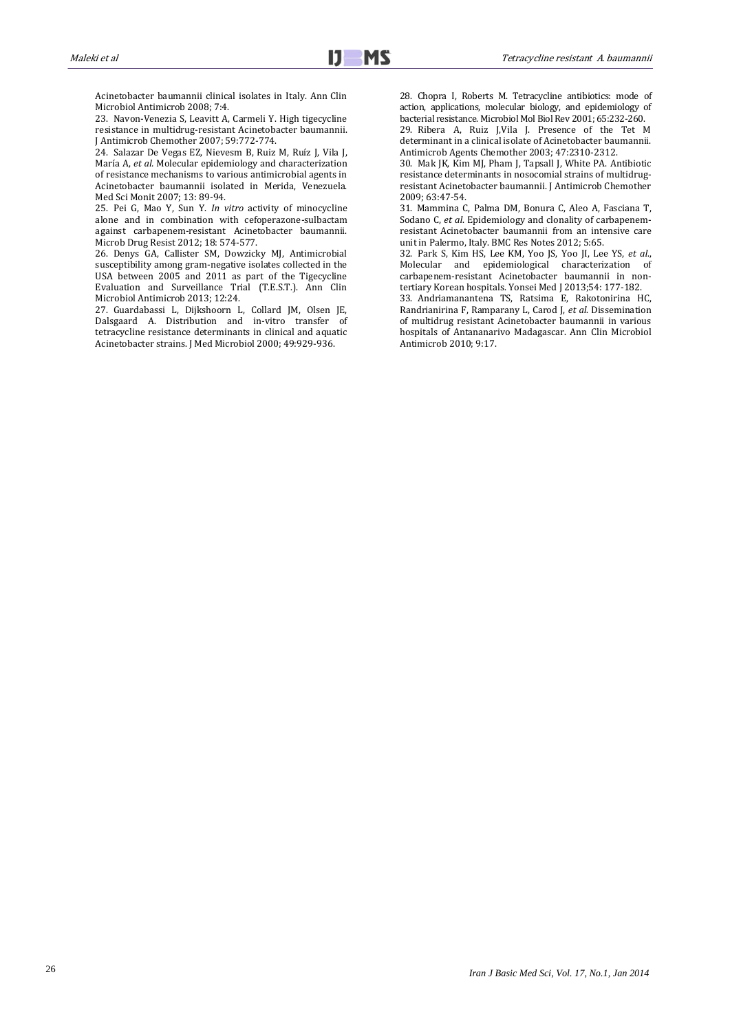Acinetobacter baumannii clinical isolates in Italy. Ann Clin Microbiol Antimicrob 2008; 7:4.

23. Navon-Venezia S, Leavitt A, Carmeli Y. High tigecycline resistance in multidrug-resistant Acinetobacter baumannii. J Antimicrob Chemother 2007; 59:772-774.

24. Salazar De Vegas EZ, Nievesm B, Ruiz M, Ruíz J, Vila J, María A, *et al.* Molecular epidemiology and characterization of resistance mechanisms to various antimicrobial agents in Acinetobacter baumannii isolated in Merida, Venezuela. Med Sci Monit 2007; 13: 89-94.

25. Pei G, Mao Y, Sun Y. *In vitro* activity of minocycline alone and in combination with cefoperazone-sulbactam against carbapenem-resistant Acinetobacter baumannii. Microb Drug Resist 2012; 18: 574-577.

26. Denys GA, Callister SM, Dowzicky MJ, Antimicrobial susceptibility among gram-negative isolates collected in the USA between 2005 and 2011 as part of the Tigecycline Evaluation and Surveillance Trial (T.E.S.T.). Ann Clin Microbiol Antimicrob 2013; 12:24.

27. Guardabassi L, Dijkshoorn L, Collard JM, Olsen JE, Dalsgaard A. Distribution and in-vitro transfer of tetracycline resistance determinants in clinical and aquatic Acinetobacter strains. J Med Microbiol 2000; 49:929-936.

28. Chopra I, Roberts M. Tetracycline antibiotics: mode of action, applications, molecular biology, and epidemiology of bacterial resistance. Microbiol Mol Biol Rev 2001; 65:232-260.

29. Ribera A, Ruiz J,Vila J. Presence of the Tet M determinant in a clinical isolate of Acinetobacter baumannii. Antimicrob Agents Chemother 2003; 47:2310-2312.

30. Mak JK, Kim MJ, Pham J, Tapsall J, White PA. Antibiotic resistance determinants in nosocomial strains of multidrug-resistant Acinetobacter baumannii. J Antimicrob Chemother 2009; 63:47-54.

31. Mammina C, Palma DM, Bonura C, Aleo A, Fasciana T, Sodano C, *et al.* Epidemiology and clonality of carbapenem-resistant Acinetobacter baumannii from an intensive care unit in Palermo, Italy. BMC Res Notes 2012; 5:65.

32. Park S, Kim HS, Lee KM, Yoo JS, Yoo JI, Lee YS, *et al.*, Molecular and epidemiological characterization of carbapenem-resistant Acinetobacter baumannii in non-tertiary Korean hospitals. Yonsei Med J 2013;54: 177-182.

33. Andriamanantena TS, Ratsima E, Rakotonirina HC, Randrianirina F, Ramparany L, Carod J, *et al.* Dissemination of multidrug resistant Acinetobacter baumannii in various hospitals of Antananarivo Madagascar. Ann Clin Microbiol Antimicrob 2010; 9:17.